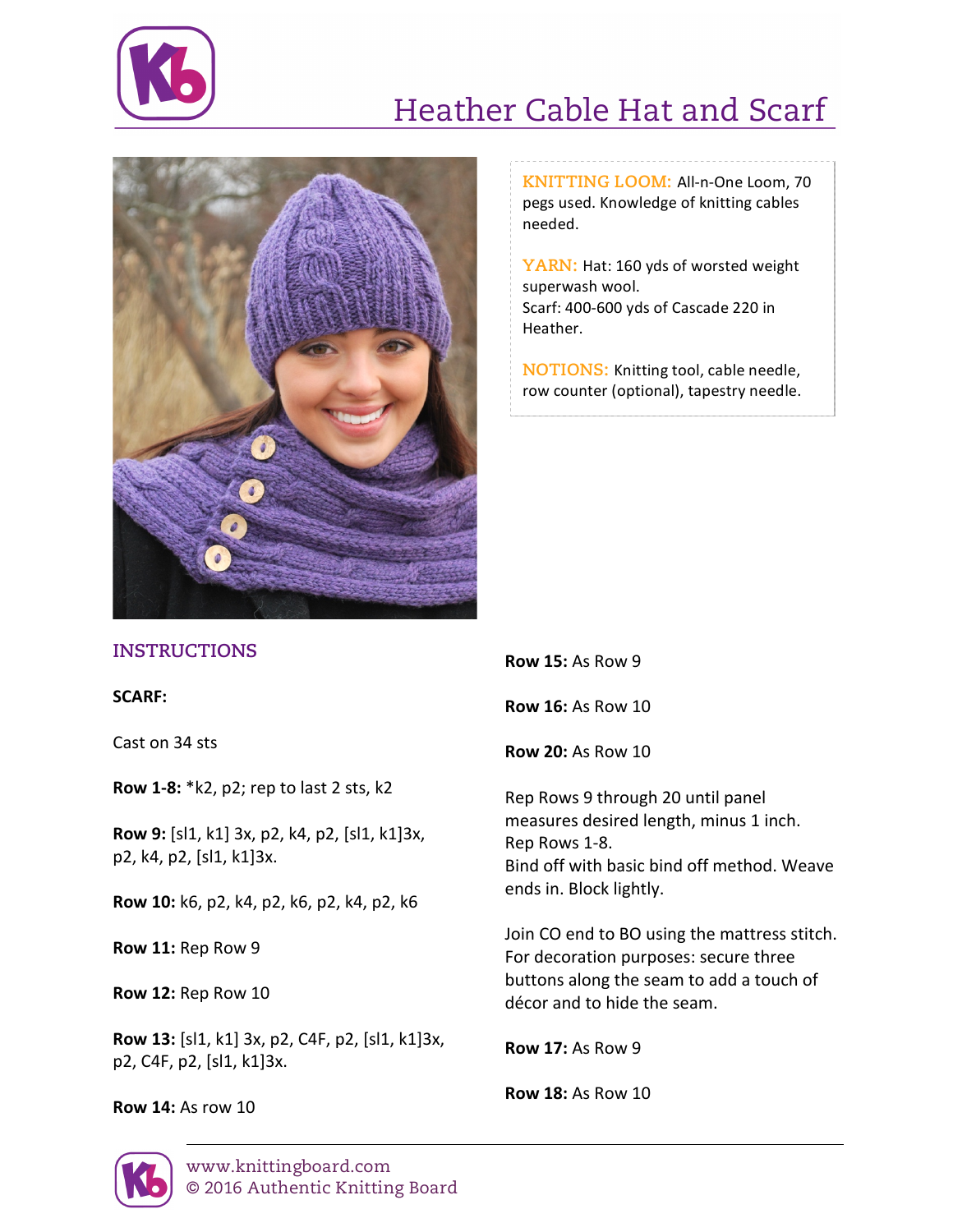# Heather Cable Hat and Scarf

**KNITTING LOOM:** All-n-One Loom, 70 pegs used. Knowledge of knitting cables needed.

**YARN:** Hat: 160 yds of worsted weight superwash wool.
Scarf: 400-600 yds of Cascade 220 in Heather.

**NOTIONS:** Knitting tool, cable needle, row counter (optional), tapestry needle.

## INSTRUCTIONS

**SCARF:**

Cast on 34 sts

**Row 1-8:** *k2, p2; rep to last 2 sts, k2

**Row 9:** [sl1, k1] 3x, p2, k4, p2, [sl1, k1]3x, p2, k4, p2, [sl1, k1]3x.

**Row 10:** k6, p2, k4, p2, k6, p2, k4, p2, k6

**Row 11:** Rep Row 9

**Row 12:** Rep Row 10

**Row 13:** [sl1, k1] 3x, p2, C4F, p2, [sl1, k1]3x, p2, C4F, p2, [sl1, k1]3x.

**Row 14:** As row 10

**Row 15:** As Row 9

**Row 16:** As Row 10

**Row 20:** As Row 10

Rep Rows 9 through 20 until panel measures desired length, minus 1 inch.
Rep Rows 1-8.
Bind off with basic bind off method. Weave ends in. Block lightly.

Join CO end to BO using the mattress stitch. For decoration purposes: secure three buttons along the seam to add a touch of décor and to hide the seam.

**Row 17:** As Row 9

**Row 18:** As Row 10

www.knittingboard.com
© 2016 Authentic Knitting Board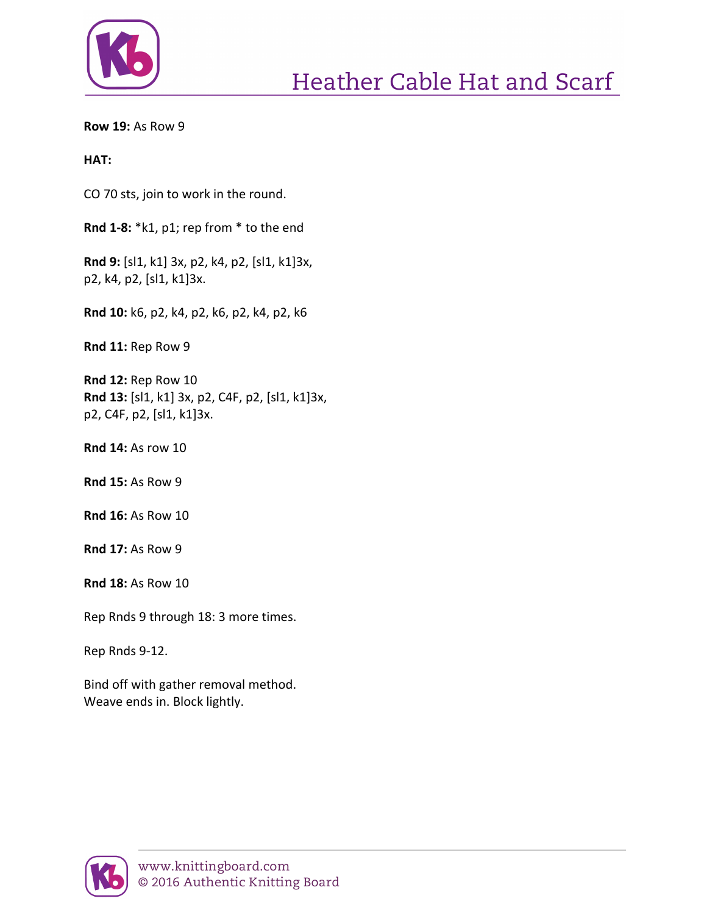**Row 19:** As Row 9

**HAT:**

CO 70 sts, join to work in the round.

**Rnd 1-8:** *k1, p1; rep from * to the end

**Rnd 9:** [sl1, k1] 3x, p2, k4, p2, [sl1, k1]3x, p2, k4, p2, [sl1, k1]3x.

**Rnd 10:** k6, p2, k4, p2, k6, p2, k4, p2, k6

**Rnd 11:** Rep Row 9

**Rnd 12:** Rep Row 10
**Rnd 13:** [sl1, k1] 3x, p2, C4F, p2, [sl1, k1]3x, p2, C4F, p2, [sl1, k1]3x.

**Rnd 14:** As row 10

**Rnd 15:** As Row 9

**Rnd 16:** As Row 10

**Rnd 17:** As Row 9

**Rnd 18:** As Row 10

Rep Rnds 9 through 18: 3 more times.

Rep Rnds 9-12.

Bind off with gather removal method.
Weave ends in. Block lightly.